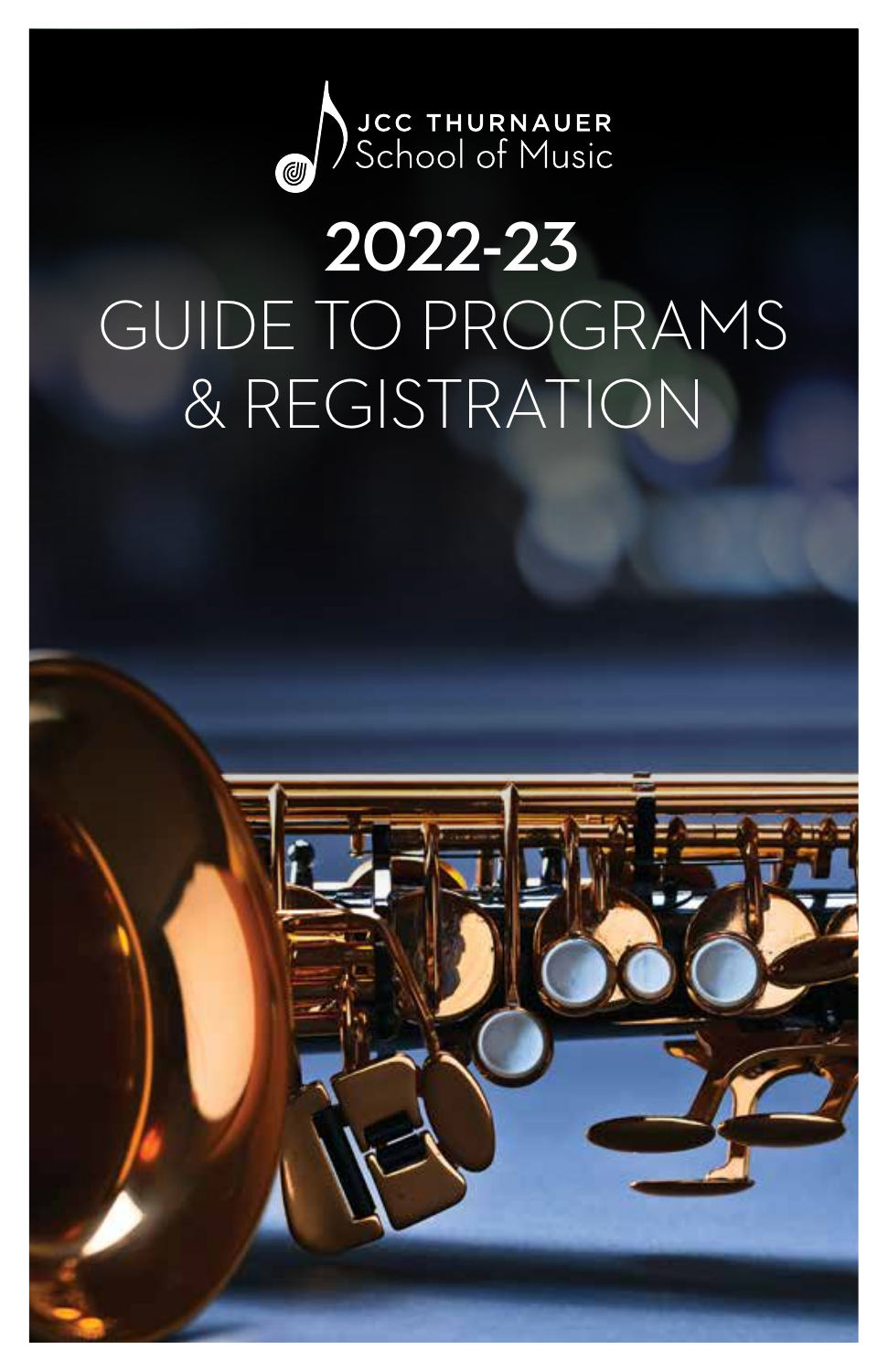JCC THURNAUER
School of Music

# 2022-23
# GUIDE TO PROGRAMS & REGISTRATION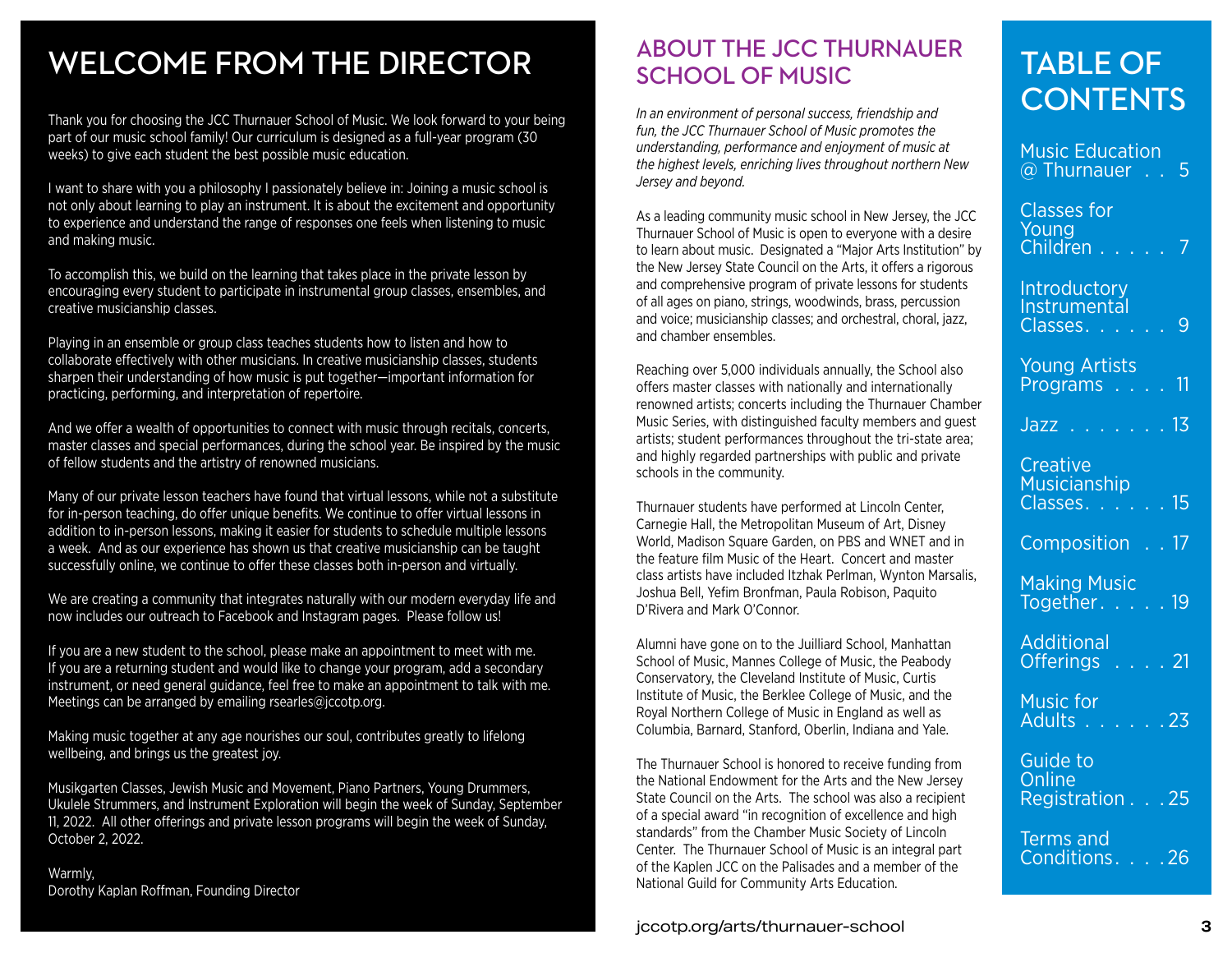# WELCOME FROM THE DIRECTOR

Thank you for choosing the JCC Thurnauer School of Music. We look forward to your being part of our music school family! Our curriculum is designed as a full-year program (30 weeks) to give each student the best possible music education.

I want to share with you a philosophy I passionately believe in: Joining a music school is not only about learning to play an instrument. It is about the excitement and opportunity to experience and understand the range of responses one feels when listening to music and making music.

To accomplish this, we build on the learning that takes place in the private lesson by encouraging every student to participate in instrumental group classes, ensembles, and creative musicianship classes.

Playing in an ensemble or group class teaches students how to listen and how to collaborate effectively with other musicians. In creative musicianship classes, students sharpen their understanding of how music is put together—important information for practicing, performing, and interpretation of repertoire.

And we offer a wealth of opportunities to connect with music through recitals, concerts, master classes and special performances, during the school year. Be inspired by the music of fellow students and the artistry of renowned musicians.

Many of our private lesson teachers have found that virtual lessons, while not a substitute for in-person teaching, do offer unique benefits. We continue to offer virtual lessons in addition to in-person lessons, making it easier for students to schedule multiple lessons a week. And as our experience has shown us that creative musicianship can be taught successfully online, we continue to offer these classes both in-person and virtually.

We are creating a community that integrates naturally with our modern everyday life and now includes our outreach to Facebook and Instagram pages. Please follow us!

If you are a new student to the school, please make an appointment to meet with me. If you are a returning student and would like to change your program, add a secondary instrument, or need general guidance, feel free to make an appointment to talk with me. Meetings can be arranged by emailing rsearles@jccotp.org.

Making music together at any age nourishes our soul, contributes greatly to lifelong wellbeing, and brings us the greatest joy.

Musikgarten Classes, Jewish Music and Movement, Piano Partners, Young Drummers, Ukulele Strummers, and Instrument Exploration will begin the week of Sunday, September 11, 2022. All other offerings and private lesson programs will begin the week of Sunday, October 2, 2022.

Warmly,
Dorothy Kaplan Roffman, Founding Director

# ABOUT THE JCC THURNAUER SCHOOL OF MUSIC

*In an environment of personal success, friendship and fun, the JCC Thurnauer School of Music promotes the understanding, performance and enjoyment of music at the highest levels, enriching lives throughout northern New Jersey and beyond.*

As a leading community music school in New Jersey, the JCC Thurnauer School of Music is open to everyone with a desire to learn about music. Designated a "Major Arts Institution" by the New Jersey State Council on the Arts, it offers a rigorous and comprehensive program of private lessons for students of all ages on piano, strings, woodwinds, brass, percussion and voice; musicianship classes; and orchestral, choral, jazz, and chamber ensembles.

Reaching over 5,000 individuals annually, the School also offers master classes with nationally and internationally renowned artists; concerts including the Thurnauer Chamber Music Series, with distinguished faculty members and guest artists; student performances throughout the tri-state area; and highly regarded partnerships with public and private schools in the community.

Thurnauer students have performed at Lincoln Center, Carnegie Hall, the Metropolitan Museum of Art, Disney World, Madison Square Garden, on PBS and WNET and in the feature film Music of the Heart. Concert and master class artists have included Itzhak Perlman, Wynton Marsalis, Joshua Bell, Yefim Bronfman, Paula Robison, Paquito D'Rivera and Mark O'Connor.

Alumni have gone on to the Juilliard School, Manhattan School of Music, Mannes College of Music, the Peabody Conservatory, the Cleveland Institute of Music, Curtis Institute of Music, the Berklee College of Music, and the Royal Northern College of Music in England as well as Columbia, Barnard, Stanford, Oberlin, Indiana and Yale.

The Thurnauer School is honored to receive funding from the National Endowment for the Arts and the New Jersey State Council on the Arts. The school was also a recipient of a special award "in recognition of excellence and high standards" from the Chamber Music Society of Lincoln Center. The Thurnauer School of Music is an integral part of the Kaplen JCC on the Palisades and a member of the National Guild for Community Arts Education.

# TABLE OF CONTENTS

- Music Education @ Thurnauer . . 5
- Classes for Young Children . . . . . 7
- Introductory Instrumental Classes. . . . . . 9
- Young Artists Programs . . . . 11
- Jazz . . . . . . . 13
- Creative Musicianship Classes. . . . . . 15
- Composition . . 17
- Making Music Together. . . . . 19
- Additional Offerings . . . . 21
- Music for Adults . . . . . . 23
- Guide to Online Registration . . . 25
- Terms and Conditions. . . . 26

jccotp.org/arts/thurnauer-school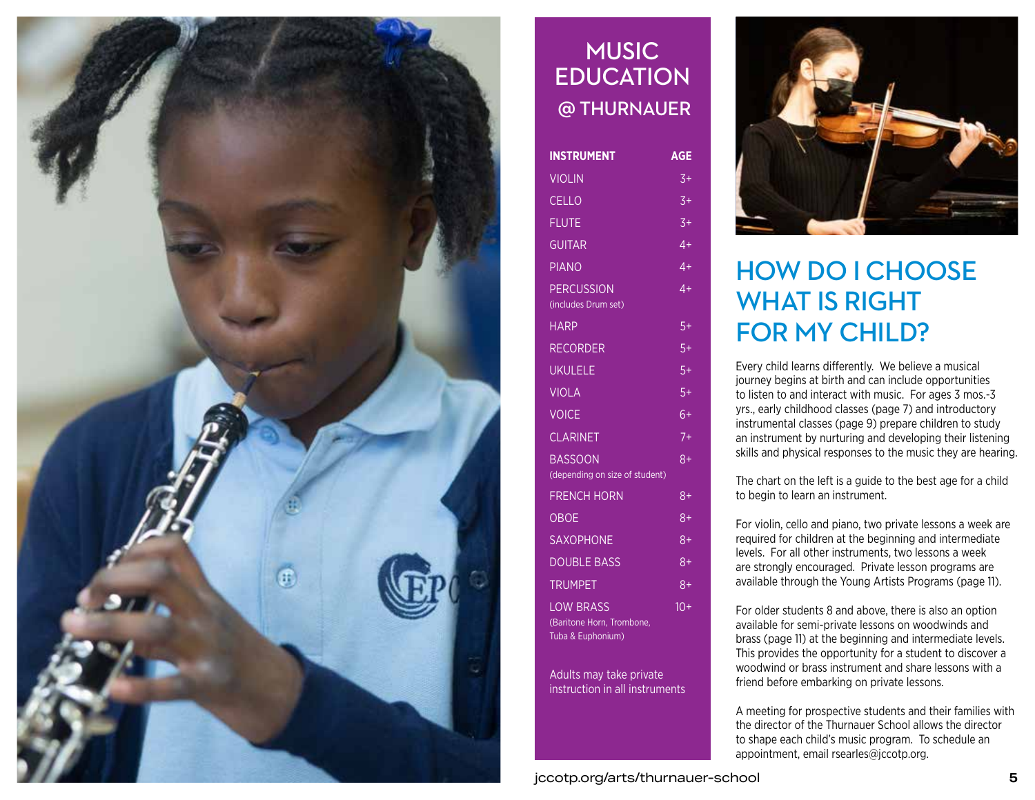# MUSIC EDUCATION @ THURNAUER

| INSTRUMENT | AGE |
|---|---|
| VIOLIN | 3+ |
| CELLO | 3+ |
| FLUTE | 3+ |
| GUITAR | 4+ |
| PIANO | 4+ |
| PERCUSSION (includes Drum set) | 4+ |
| HARP | 5+ |
| RECORDER | 5+ |
| UKULELE | 5+ |
| VIOLA | 5+ |
| VOICE | 6+ |
| CLARINET | 7+ |
| BASSOON (depending on size of student) | 8+ |
| FRENCH HORN | 8+ |
| OBOE | 8+ |
| SAXOPHONE | 8+ |
| DOUBLE BASS | 8+ |
| TRUMPET | 8+ |
| LOW BRASS (Baritone Horn, Trombone, Tuba & Euphonium) | 10+ |

Adults may take private instruction in all instruments

## HOW DO I CHOOSE WHAT IS RIGHT FOR MY CHILD?

Every child learns differently. We believe a musical journey begins at birth and can include opportunities to listen to and interact with music. For ages 3 mos.-3 yrs., early childhood classes (page 7) and introductory instrumental classes (page 9) prepare children to study an instrument by nurturing and developing their listening skills and physical responses to the music they are hearing.

The chart on the left is a guide to the best age for a child to begin to learn an instrument.

For violin, cello and piano, two private lessons a week are required for children at the beginning and intermediate levels. For all other instruments, two lessons a week are strongly encouraged. Private lesson programs are available through the Young Artists Programs (page 11).

For older students 8 and above, there is also an option available for semi-private lessons on woodwinds and brass (page 11) at the beginning and intermediate levels. This provides the opportunity for a student to discover a woodwind or brass instrument and share lessons with a friend before embarking on private lessons.

A meeting for prospective students and their families with the director of the Thurnauer School allows the director to shape each child's music program. To schedule an appointment, email rsearles@jccotp.org.

jccotp.org/arts/thurnauer-school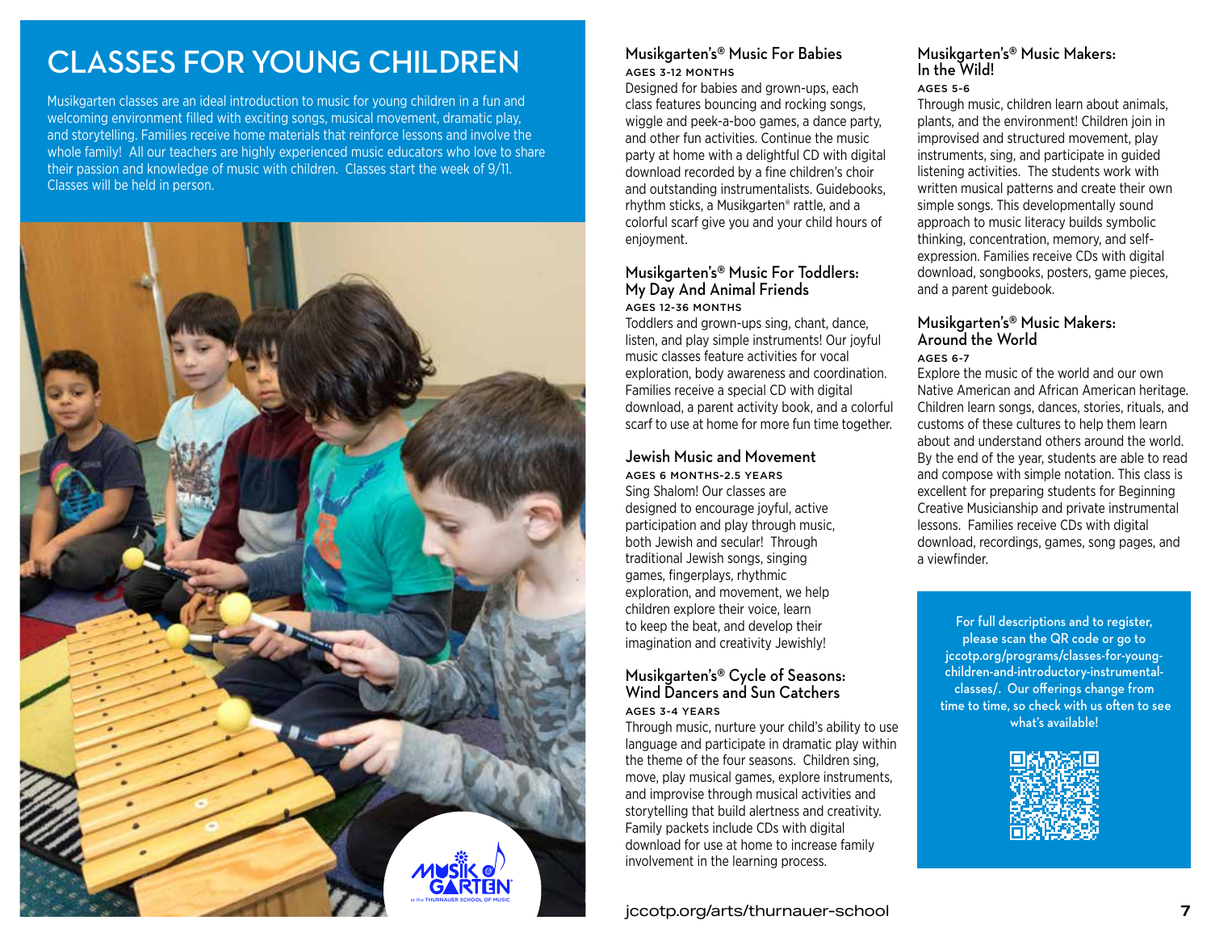# CLASSES FOR YOUNG CHILDREN

Musikgarten classes are an ideal introduction to music for young children in a fun and welcoming environment filled with exciting songs, musical movement, dramatic play, and storytelling. Families receive home materials that reinforce lessons and involve the whole family! All our teachers are highly experienced music educators who love to share their passion and knowledge of music with children. Classes start the week of 9/11. Classes will be held in person.

### Musikgarten's® Music For Babies

AGES 3-12 MONTHS

Designed for babies and grown-ups, each class features bouncing and rocking songs, wiggle and peek-a-boo games, a dance party, and other fun activities. Continue the music party at home with a delightful CD with digital download recorded by a fine children's choir and outstanding instrumentalists. Guidebooks, rhythm sticks, a Musikgarten® rattle, and a colorful scarf give you and your child hours of enjoyment.

### Musikgarten's® Music For Toddlers: My Day And Animal Friends

AGES 12-36 MONTHS

Toddlers and grown-ups sing, chant, dance, listen, and play simple instruments! Our joyful music classes feature activities for vocal exploration, body awareness and coordination. Families receive a special CD with digital download, a parent activity book, and a colorful scarf to use at home for more fun time together.

### Jewish Music and Movement

AGES 6 MONTHS-2.5 YEARS

Sing Shalom! Our classes are designed to encourage joyful, active participation and play through music, both Jewish and secular! Through traditional Jewish songs, singing games, fingerplays, rhythmic exploration, and movement, we help children explore their voice, learn to keep the beat, and develop their imagination and creativity Jewishly!

### Musikgarten's® Cycle of Seasons: Wind Dancers and Sun Catchers

AGES 3-4 YEARS

Through music, nurture your child's ability to use language and participate in dramatic play within the theme of the four seasons. Children sing, move, play musical games, explore instruments, and improvise through musical activities and storytelling that build alertness and creativity. Family packets include CDs with digital download for use at home to increase family involvement in the learning process.

### Musikgarten's® Music Makers: In the Wild!

AGES 5-6

Through music, children learn about animals, plants, and the environment! Children join in improvised and structured movement, play instruments, sing, and participate in guided listening activities. The students work with written musical patterns and create their own simple songs. This developmentally sound approach to music literacy builds symbolic thinking, concentration, memory, and self-expression. Families receive CDs with digital download, songbooks, posters, game pieces, and a parent guidebook.

### Musikgarten's® Music Makers: Around the World

AGES 6-7

Explore the music of the world and our own Native American and African American heritage. Children learn songs, dances, stories, rituals, and customs of these cultures to help them learn about and understand others around the world. By the end of the year, students are able to read and compose with simple notation. This class is excellent for preparing students for Beginning Creative Musicianship and private instrumental lessons. Families receive CDs with digital download, recordings, games, song pages, and a viewfinder.

For full descriptions and to register, please scan the QR code or go to jccotp.org/programs/classes-for-young-children-and-introductory-instrumental-classes/. Our offerings change from time to time, so check with us often to see what's available!

jccotp.org/arts/thurnauer-school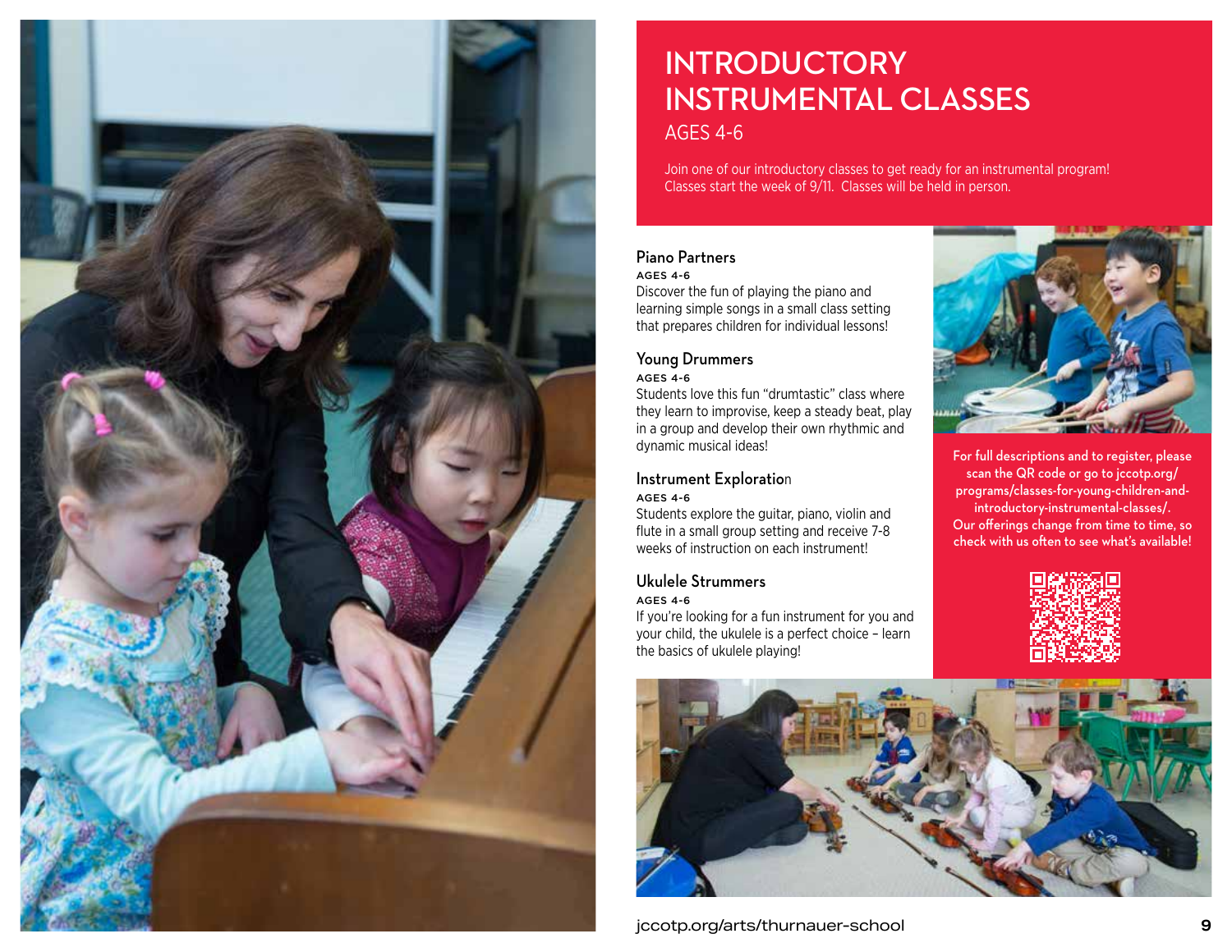# INTRODUCTORY INSTRUMENTAL CLASSES

## AGES 4-6

Join one of our introductory classes to get ready for an instrumental program! Classes start the week of 9/11. Classes will be held in person.

### Piano Partners

**AGES 4-6**

Discover the fun of playing the piano and learning simple songs in a small class setting that prepares children for individual lessons!

### Young Drummers

**AGES 4-6**

Students love this fun "drumtastic" class where they learn to improvise, keep a steady beat, play in a group and develop their own rhythmic and dynamic musical ideas!

### Instrument Exploration

**AGES 4-6**

Students explore the guitar, piano, violin and flute in a small group setting and receive 7-8 weeks of instruction on each instrument!

### Ukulele Strummers

**AGES 4-6**

If you're looking for a fun instrument for you and your child, the ukulele is a perfect choice – learn the basics of ukulele playing!

**For full descriptions and to register, please scan the QR code or go to jccotp.org/programs/classes-for-young-children-and-introductory-instrumental-classes/. Our offerings change from time to time, so check with us often to see what's available!**

jccotp.org/arts/thurnauer-school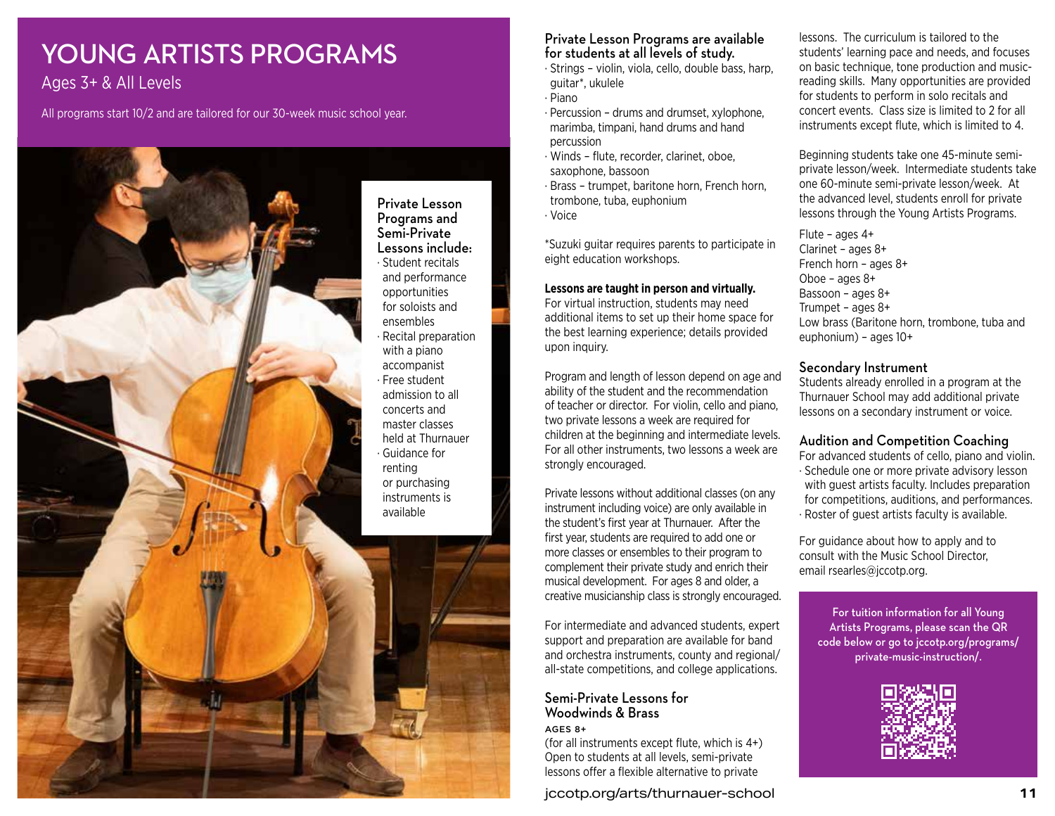# YOUNG ARTISTS PROGRAMS

Ages 3+ & All Levels

All programs start 10/2 and are tailored for our 30-week music school year.

**Private Lesson Programs and Semi-Private Lessons include:**

- Student recitals and performance opportunities for soloists and ensembles
- Recital preparation with a piano accompanist
- Free student admission to all concerts and master classes held at Thurnauer
- Guidance for renting or purchasing instruments is available

### Private Lesson Programs are available for students at all levels of study.

- Strings – violin, viola, cello, double bass, harp, guitar*, ukulele
- Piano
- Percussion – drums and drumset, xylophone, marimba, timpani, hand drums and hand percussion
- Winds – flute, recorder, clarinet, oboe, saxophone, bassoon
- Brass – trumpet, baritone horn, French horn, trombone, tuba, euphonium
- Voice

*Suzuki guitar requires parents to participate in eight education workshops.

**Lessons are taught in person and virtually.** For virtual instruction, students may need additional items to set up their home space for the best learning experience; details provided upon inquiry.

Program and length of lesson depend on age and ability of the student and the recommendation of teacher or director. For violin, cello and piano, two private lessons a week are required for children at the beginning and intermediate levels. For all other instruments, two lessons a week are strongly encouraged.

Private lessons without additional classes (on any instrument including voice) are only available in the student's first year at Thurnauer. After the first year, students are required to add one or more classes or ensembles to their program to complement their private study and enrich their musical development. For ages 8 and older, a creative musicianship class is strongly encouraged.

For intermediate and advanced students, expert support and preparation are available for band and orchestra instruments, county and regional/all-state competitions, and college applications.

### Semi-Private Lessons for Woodwinds & Brass

AGES 8+

(for all instruments except flute, which is 4+) Open to students at all levels, semi-private lessons offer a flexible alternative to private lessons. The curriculum is tailored to the students' learning pace and needs, and focuses on basic technique, tone production and music-reading skills. Many opportunities are provided for students to perform in solo recitals and concert events. Class size is limited to 2 for all instruments except flute, which is limited to 4.

Beginning students take one 45-minute semi-private lesson/week. Intermediate students take one 60-minute semi-private lesson/week. At the advanced level, students enroll for private lessons through the Young Artists Programs.

Flute – ages 4+
Clarinet – ages 8+
French horn – ages 8+
Oboe – ages 8+
Bassoon – ages 8+
Trumpet – ages 8+
Low brass (Baritone horn, trombone, tuba and euphonium) – ages 10+

### Secondary Instrument

Students already enrolled in a program at the Thurnauer School may add additional private lessons on a secondary instrument or voice.

### Audition and Competition Coaching

For advanced students of cello, piano and violin.

- Schedule one or more private advisory lesson with guest artists faculty. Includes preparation for competitions, auditions, and performances.
- Roster of guest artists faculty is available.

For guidance about how to apply and to consult with the Music School Director, email rsearles@jccotp.org.

**For tuition information for all Young Artists Programs, please scan the QR code below or go to jccotp.org/programs/private-music-instruction/.**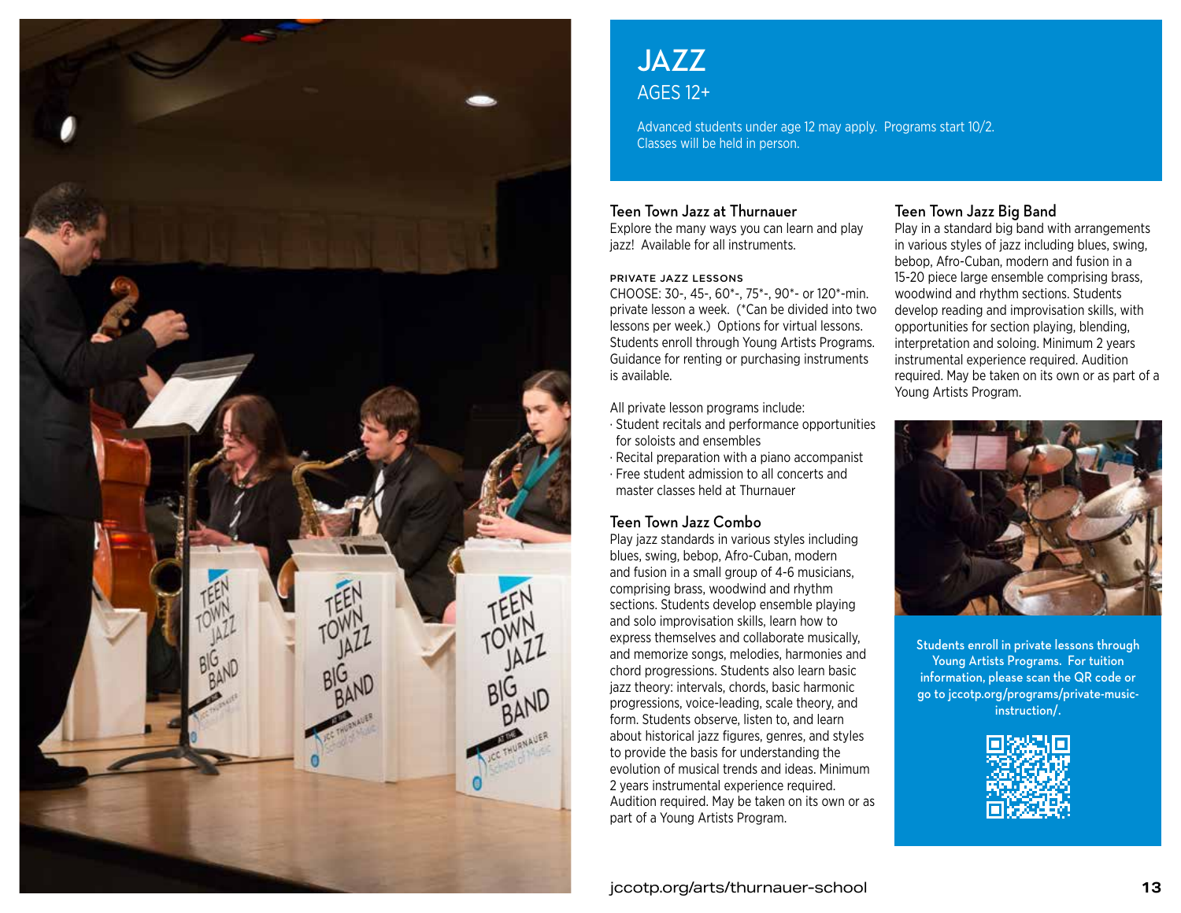# JAZZ

## AGES 12+

Advanced students under age 12 may apply. Programs start 10/2. Classes will be held in person.

### Teen Town Jazz at Thurnauer

Explore the many ways you can learn and play jazz! Available for all instruments.

**PRIVATE JAZZ LESSONS**

CHOOSE: 30-, 45-, 60*-, 75*-, 90*- or 120*-min. private lesson a week. (*Can be divided into two lessons per week.) Options for virtual lessons. Students enroll through Young Artists Programs. Guidance for renting or purchasing instruments is available.

All private lesson programs include:

- Student recitals and performance opportunities for soloists and ensembles
- Recital preparation with a piano accompanist
- Free student admission to all concerts and master classes held at Thurnauer

### Teen Town Jazz Combo

Play jazz standards in various styles including blues, swing, bebop, Afro-Cuban, modern and fusion in a small group of 4-6 musicians, comprising brass, woodwind and rhythm sections. Students develop ensemble playing and solo improvisation skills, learn how to express themselves and collaborate musically, and memorize songs, melodies, harmonies and chord progressions. Students also learn basic jazz theory: intervals, chords, basic harmonic progressions, voice-leading, scale theory, and form. Students observe, listen to, and learn about historical jazz figures, genres, and styles to provide the basis for understanding the evolution of musical trends and ideas. Minimum 2 years instrumental experience required. Audition required. May be taken on its own or as part of a Young Artists Program.

### Teen Town Jazz Big Band

Play in a standard big band with arrangements in various styles of jazz including blues, swing, bebop, Afro-Cuban, modern and fusion in a 15-20 piece large ensemble comprising brass, woodwind and rhythm sections. Students develop reading and improvisation skills, with opportunities for section playing, blending, interpretation and soloing. Minimum 2 years instrumental experience required. Audition required. May be taken on its own or as part of a Young Artists Program.

**Students enroll in private lessons through Young Artists Programs. For tuition information, please scan the QR code or go to jccotp.org/programs/private-music-instruction/.**

jccotp.org/arts/thurnauer-school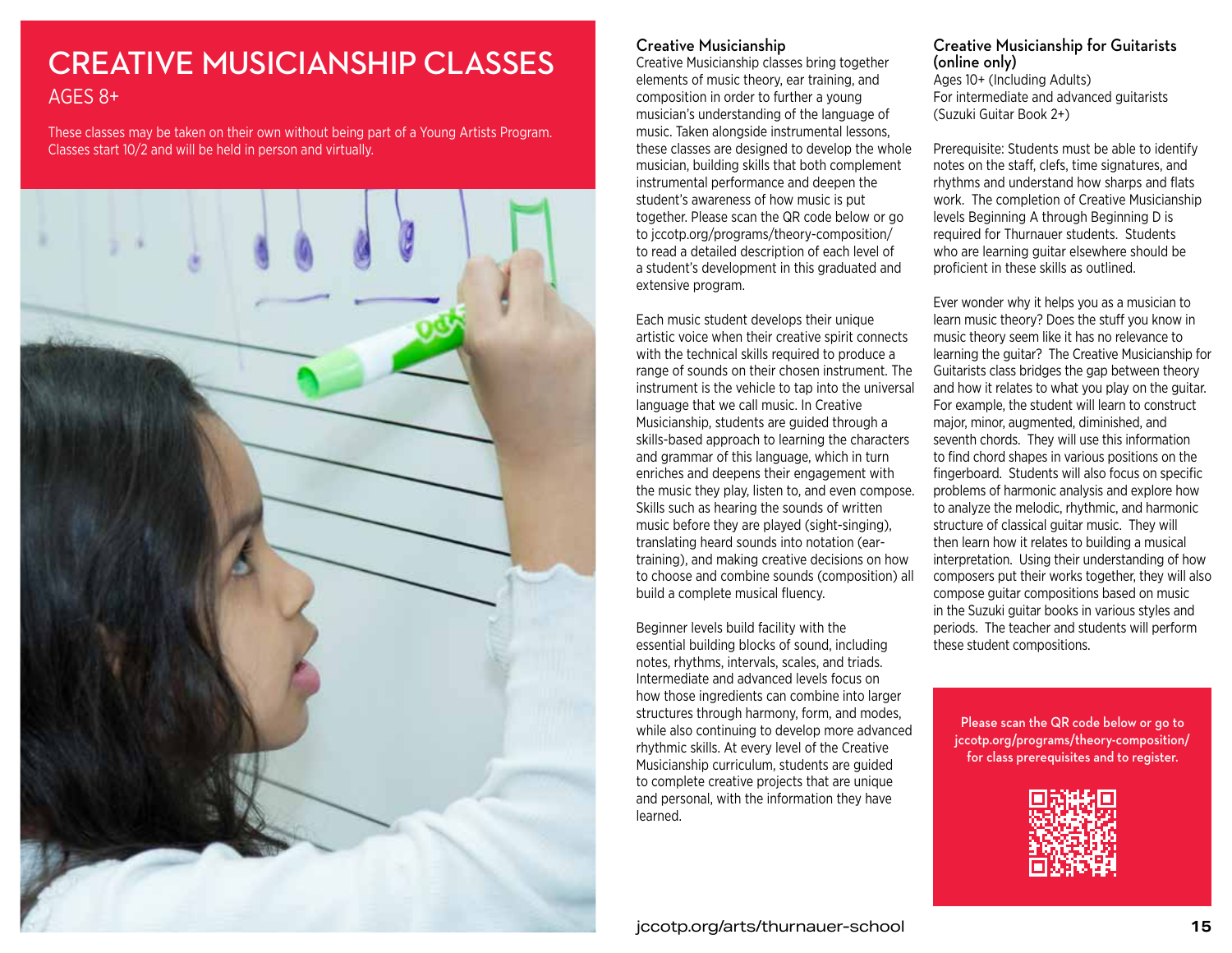# CREATIVE MUSICIANSHIP CLASSES

AGES 8+

These classes may be taken on their own without being part of a Young Artists Program. Classes start 10/2 and will be held in person and virtually.

### Creative Musicianship

Creative Musicianship classes bring together elements of music theory, ear training, and composition in order to further a young musician's understanding of the language of music. Taken alongside instrumental lessons, these classes are designed to develop the whole musician, building skills that both complement instrumental performance and deepen the student's awareness of how music is put together. Please scan the QR code below or go to jccotp.org/programs/theory-composition/ to read a detailed description of each level of a student's development in this graduated and extensive program.

Each music student develops their unique artistic voice when their creative spirit connects with the technical skills required to produce a range of sounds on their chosen instrument. The instrument is the vehicle to tap into the universal language that we call music. In Creative Musicianship, students are guided through a skills-based approach to learning the characters and grammar of this language, which in turn enriches and deepens their engagement with the music they play, listen to, and even compose. Skills such as hearing the sounds of written music before they are played (sight-singing), translating heard sounds into notation (ear-training), and making creative decisions on how to choose and combine sounds (composition) all build a complete musical fluency.

Beginner levels build facility with the essential building blocks of sound, including notes, rhythms, intervals, scales, and triads. Intermediate and advanced levels focus on how those ingredients can combine into larger structures through harmony, form, and modes, while also continuing to develop more advanced rhythmic skills. At every level of the Creative Musicianship curriculum, students are guided to complete creative projects that are unique and personal, with the information they have learned.

### Creative Musicianship for Guitarists (online only)

Ages 10+ (Including Adults)
For intermediate and advanced guitarists (Suzuki Guitar Book 2+)

Prerequisite: Students must be able to identify notes on the staff, clefs, time signatures, and rhythms and understand how sharps and flats work. The completion of Creative Musicianship levels Beginning A through Beginning D is required for Thurnauer students. Students who are learning guitar elsewhere should be proficient in these skills as outlined.

Ever wonder why it helps you as a musician to learn music theory? Does the stuff you know in music theory seem like it has no relevance to learning the guitar? The Creative Musicianship for Guitarists class bridges the gap between theory and how it relates to what you play on the guitar. For example, the student will learn to construct major, minor, augmented, diminished, and seventh chords. They will use this information to find chord shapes in various positions on the fingerboard. Students will also focus on specific problems of harmonic analysis and explore how to analyze the melodic, rhythmic, and harmonic structure of classical guitar music. They will then learn how it relates to building a musical interpretation. Using their understanding of how composers put their works together, they will also compose guitar compositions based on music in the Suzuki guitar books in various styles and periods. The teacher and students will perform these student compositions.

**Please scan the QR code below or go to jccotp.org/programs/theory-composition/ for class prerequisites and to register.**

jccotp.org/arts/thurnauer-school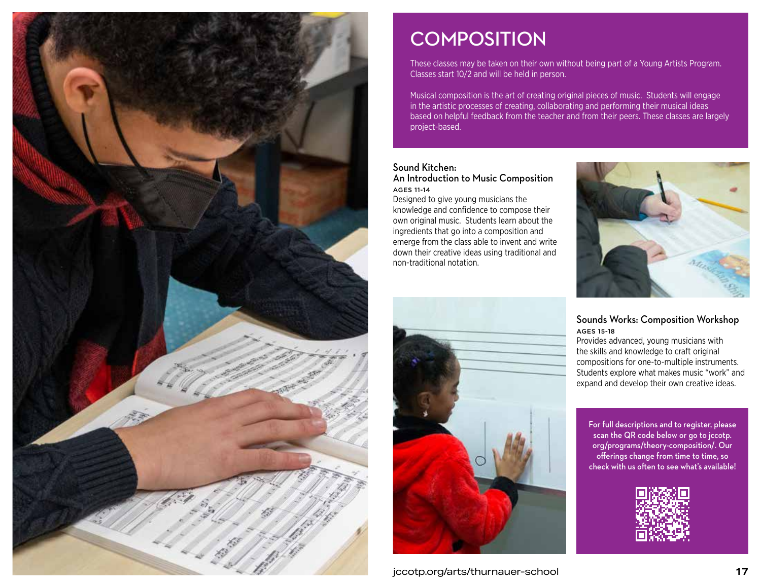# COMPOSITION

These classes may be taken on their own without being part of a Young Artists Program. Classes start 10/2 and will be held in person.

Musical composition is the art of creating original pieces of music. Students will engage in the artistic processes of creating, collaborating and performing their musical ideas based on helpful feedback from the teacher and from their peers. These classes are largely project-based.

## Sound Kitchen: An Introduction to Music Composition

**AGES 11-14**

Designed to give young musicians the knowledge and confidence to compose their own original music. Students learn about the ingredients that go into a composition and emerge from the class able to invent and write down their creative ideas using traditional and non-traditional notation.

## Sounds Works: Composition Workshop

**AGES 15-18**

Provides advanced, young musicians with the skills and knowledge to craft original compositions for one-to-multiple instruments. Students explore what makes music "work" and expand and develop their own creative ideas.

For full descriptions and to register, please scan the QR code below or go to jccotp.org/programs/theory-composition/. Our offerings change from time to time, so check with us often to see what's available!

jccotp.org/arts/thurnauer-school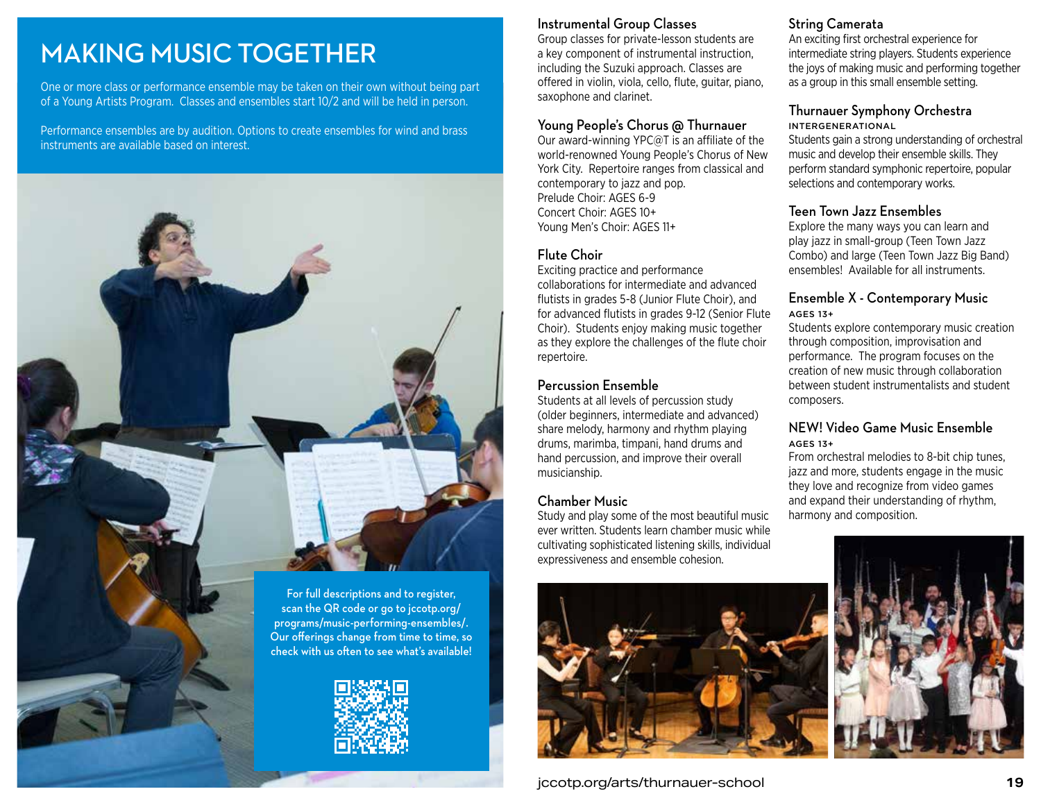# MAKING MUSIC TOGETHER

One or more class or performance ensemble may be taken on their own without being part of a Young Artists Program. Classes and ensembles start 10/2 and will be held in person.

Performance ensembles are by audition. Options to create ensembles for wind and brass instruments are available based on interest.

For full descriptions and to register, scan the QR code or go to jccotp.org/programs/music-performing-ensembles/. Our offerings change from time to time, so check with us often to see what's available!

### Instrumental Group Classes

Group classes for private-lesson students are a key component of instrumental instruction, including the Suzuki approach. Classes are offered in violin, viola, cello, flute, guitar, piano, saxophone and clarinet.

### Young People's Chorus @ Thurnauer

Our award-winning YPC@T is an affiliate of the world-renowned Young People's Chorus of New York City. Repertoire ranges from classical and contemporary to jazz and pop.
Prelude Choir: AGES 6-9
Concert Choir: AGES 10+
Young Men's Choir: AGES 11+

### Flute Choir

Exciting practice and performance collaborations for intermediate and advanced flutists in grades 5-8 (Junior Flute Choir), and for advanced flutists in grades 9-12 (Senior Flute Choir). Students enjoy making music together as they explore the challenges of the flute choir repertoire.

### Percussion Ensemble

Students at all levels of percussion study (older beginners, intermediate and advanced) share melody, harmony and rhythm playing drums, marimba, timpani, hand drums and hand percussion, and improve their overall musicianship.

### Chamber Music

Study and play some of the most beautiful music ever written. Students learn chamber music while cultivating sophisticated listening skills, individual expressiveness and ensemble cohesion.

### String Camerata

An exciting first orchestral experience for intermediate string players. Students experience the joys of making music and performing together as a group in this small ensemble setting.

### Thurnauer Symphony Orchestra

INTERGENERATIONAL

Students gain a strong understanding of orchestral music and develop their ensemble skills. They perform standard symphonic repertoire, popular selections and contemporary works.

### Teen Town Jazz Ensembles

Explore the many ways you can learn and play jazz in small-group (Teen Town Jazz Combo) and large (Teen Town Jazz Big Band) ensembles! Available for all instruments.

### Ensemble X - Contemporary Music

AGES 13+

Students explore contemporary music creation through composition, improvisation and performance. The program focuses on the creation of new music through collaboration between student instrumentalists and student composers.

### NEW! Video Game Music Ensemble

AGES 13+

From orchestral melodies to 8-bit chip tunes, jazz and more, students engage in the music they love and recognize from video games and expand their understanding of rhythm, harmony and composition.

jccotp.org/arts/thurnauer-school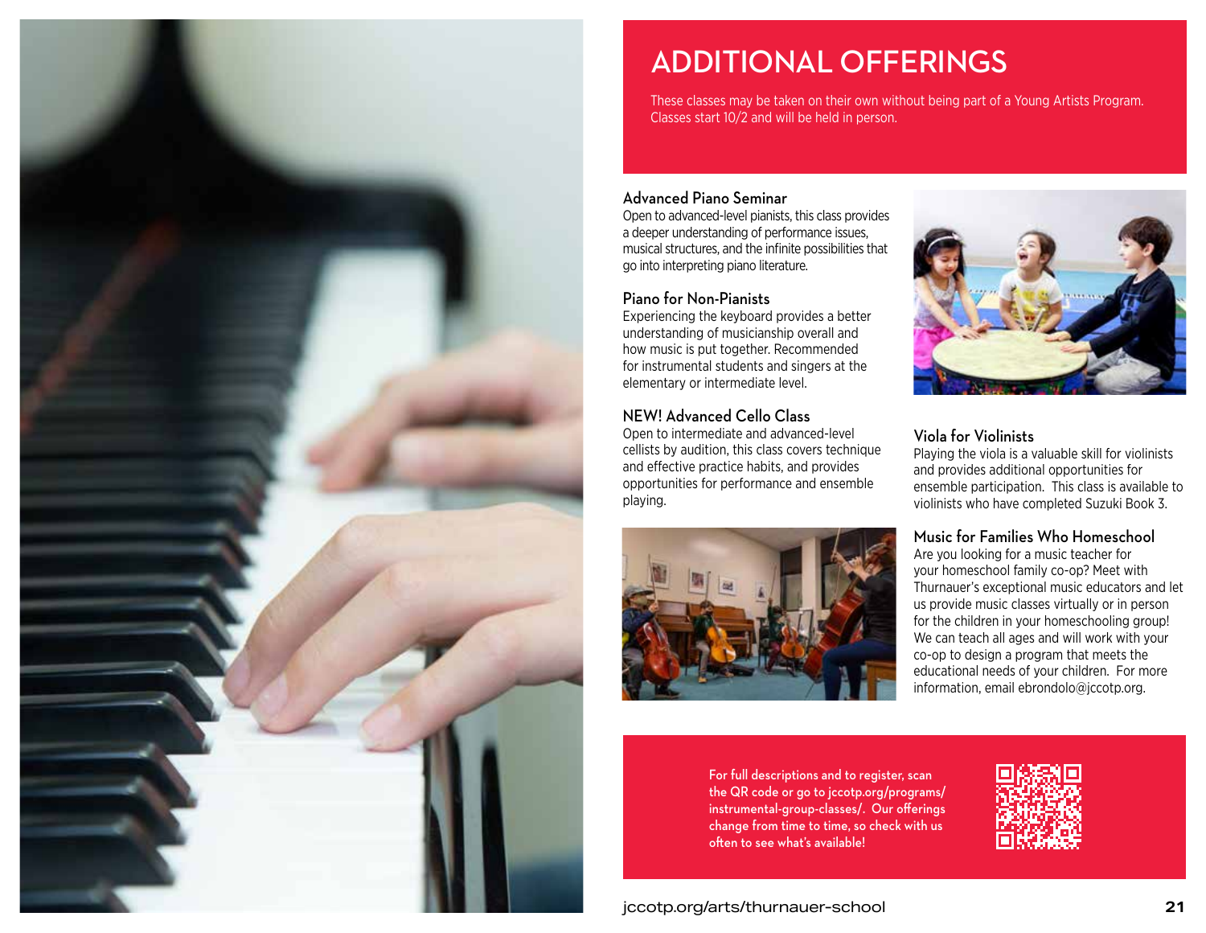# ADDITIONAL OFFERINGS

These classes may be taken on their own without being part of a Young Artists Program. Classes start 10/2 and will be held in person.

### Advanced Piano Seminar

Open to advanced-level pianists, this class provides a deeper understanding of performance issues, musical structures, and the infinite possibilities that go into interpreting piano literature.

### Piano for Non-Pianists

Experiencing the keyboard provides a better understanding of musicianship overall and how music is put together. Recommended for instrumental students and singers at the elementary or intermediate level.

### NEW! Advanced Cello Class

Open to intermediate and advanced-level cellists by audition, this class covers technique and effective practice habits, and provides opportunities for performance and ensemble playing.

### Viola for Violinists

Playing the viola is a valuable skill for violinists and provides additional opportunities for ensemble participation. This class is available to violinists who have completed Suzuki Book 3.

### Music for Families Who Homeschool

Are you looking for a music teacher for your homeschool family co-op? Meet with Thurnauer's exceptional music educators and let us provide music classes virtually or in person for the children in your homeschooling group! We can teach all ages and will work with your co-op to design a program that meets the educational needs of your children. For more information, email ebrondolo@jccotp.org.

For full descriptions and to register, scan the QR code or go to jccotp.org/programs/instrumental-group-classes/. Our offerings change from time to time, so check with us often to see what's available!

jccotp.org/arts/thurnauer-school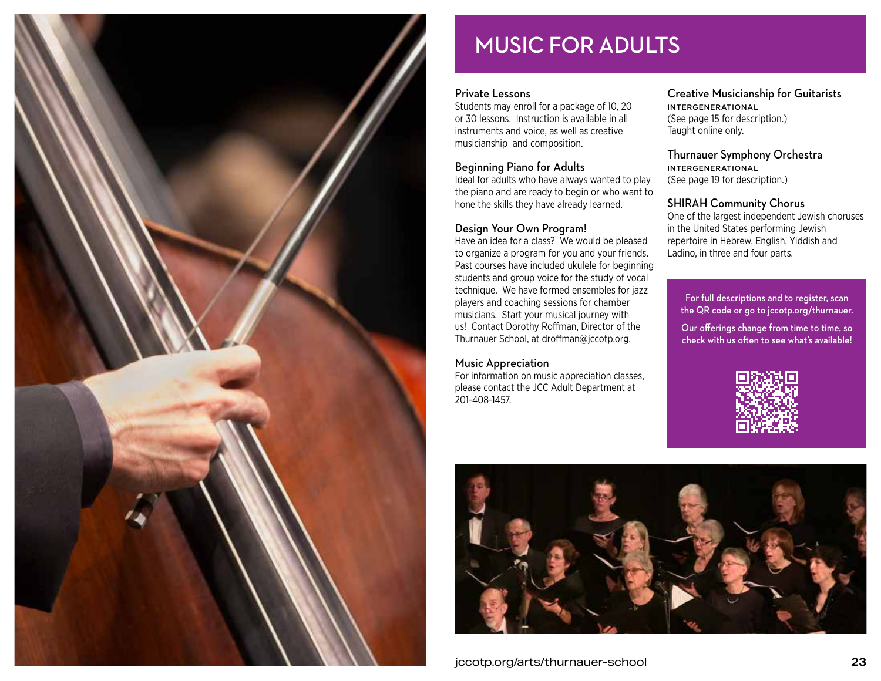# MUSIC FOR ADULTS

### Private Lessons

Students may enroll for a package of 10, 20 or 30 lessons. Instruction is available in all instruments and voice, as well as creative musicianship and composition.

### Beginning Piano for Adults

Ideal for adults who have always wanted to play the piano and are ready to begin or who want to hone the skills they have already learned.

### Design Your Own Program!

Have an idea for a class? We would be pleased to organize a program for you and your friends. Past courses have included ukulele for beginning students and group voice for the study of vocal technique. We have formed ensembles for jazz players and coaching sessions for chamber musicians. Start your musical journey with us! Contact Dorothy Roffman, Director of the Thurnauer School, at droffman@jccotp.org.

### Music Appreciation

For information on music appreciation classes, please contact the JCC Adult Department at 201-408-1457.

### Creative Musicianship for Guitarists

INTERGENERATIONAL

(See page 15 for description.)
Taught online only.

### Thurnauer Symphony Orchestra

INTERGENERATIONAL

(See page 19 for description.)

### SHIRAH Community Chorus

One of the largest independent Jewish choruses in the United States performing Jewish repertoire in Hebrew, English, Yiddish and Ladino, in three and four parts.

**For full descriptions and to register, scan the QR code or go to jccotp.org/thurnauer.**

**Our offerings change from time to time, so check with us often to see what's available!**

jccotp.org/arts/thurnauer-school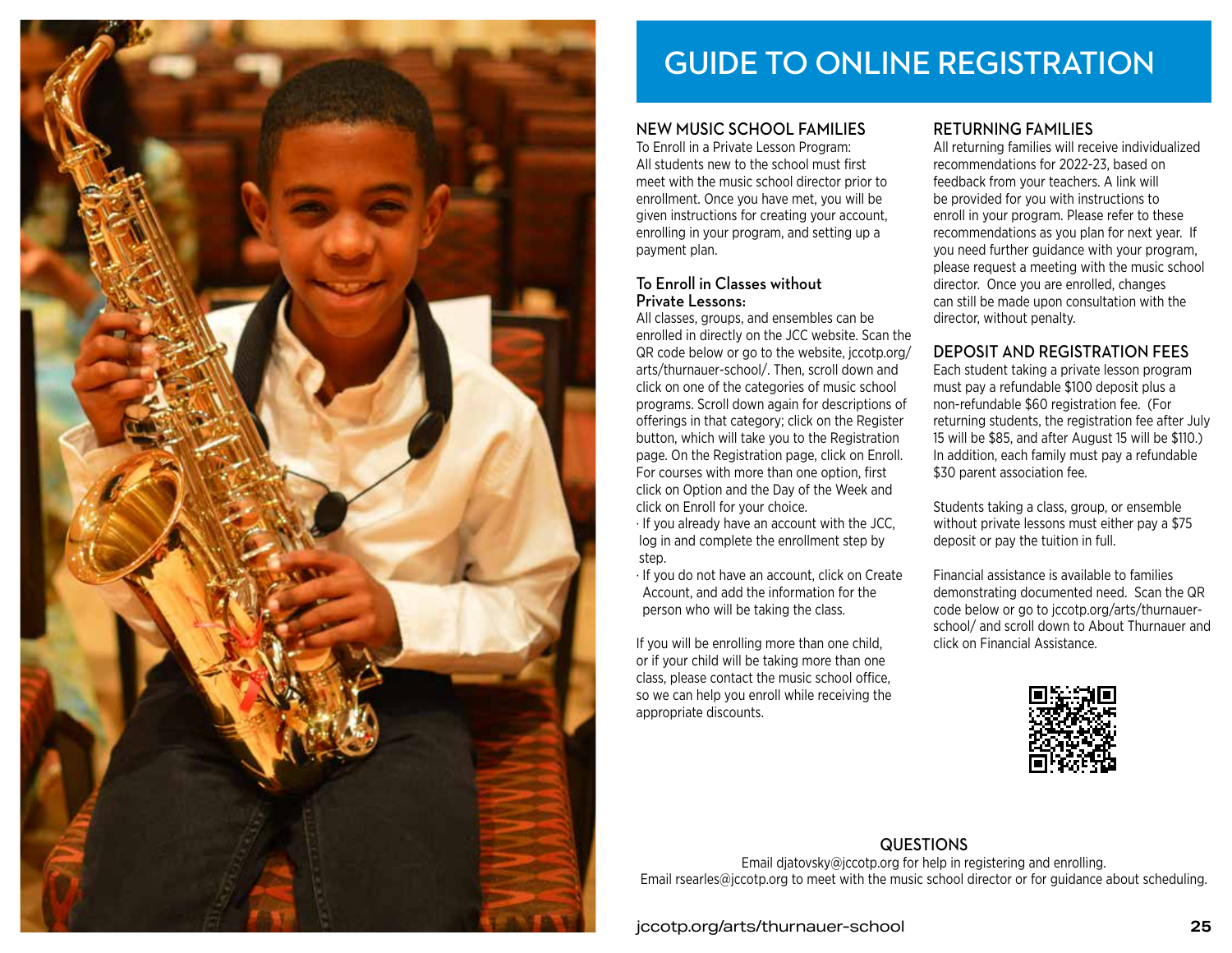# GUIDE TO ONLINE REGISTRATION

## NEW MUSIC SCHOOL FAMILIES

To Enroll in a Private Lesson Program:
All students new to the school must first meet with the music school director prior to enrollment. Once you have met, you will be given instructions for creating your account, enrolling in your program, and setting up a payment plan.

### To Enroll in Classes without Private Lessons:

All classes, groups, and ensembles can be enrolled in directly on the JCC website. Scan the QR code below or go to the website, jccotp.org/arts/thurnauer-school/. Then, scroll down and click on one of the categories of music school programs. Scroll down again for descriptions of offerings in that category; click on the Register button, which will take you to the Registration page. On the Registration page, click on Enroll. For courses with more than one option, first click on Option and the Day of the Week and click on Enroll for your choice.

- If you already have an account with the JCC, log in and complete the enrollment step by step.
- If you do not have an account, click on Create Account, and add the information for the person who will be taking the class.

If you will be enrolling more than one child, or if your child will be taking more than one class, please contact the music school office, so we can help you enroll while receiving the appropriate discounts.

## RETURNING FAMILIES

All returning families will receive individualized recommendations for 2022-23, based on feedback from your teachers. A link will be provided for you with instructions to enroll in your program. Please refer to these recommendations as you plan for next year. If you need further guidance with your program, please request a meeting with the music school director. Once you are enrolled, changes can still be made upon consultation with the director, without penalty.

## DEPOSIT AND REGISTRATION FEES

Each student taking a private lesson program must pay a refundable $100 deposit plus a non-refundable $60 registration fee. (For returning students, the registration fee after July 15 will be $85, and after August 15 will be $110.) In addition, each family must pay a refundable $30 parent association fee.

Students taking a class, group, or ensemble without private lessons must either pay a $75 deposit or pay the tuition in full.

Financial assistance is available to families demonstrating documented need. Scan the QR code below or go to jccotp.org/arts/thurnauer-school/ and scroll down to About Thurnauer and click on Financial Assistance.

## QUESTIONS

Email djatovsky@jccotp.org for help in registering and enrolling.
Email rsearles@jccotp.org to meet with the music school director or for guidance about scheduling.

jccotp.org/arts/thurnauer-school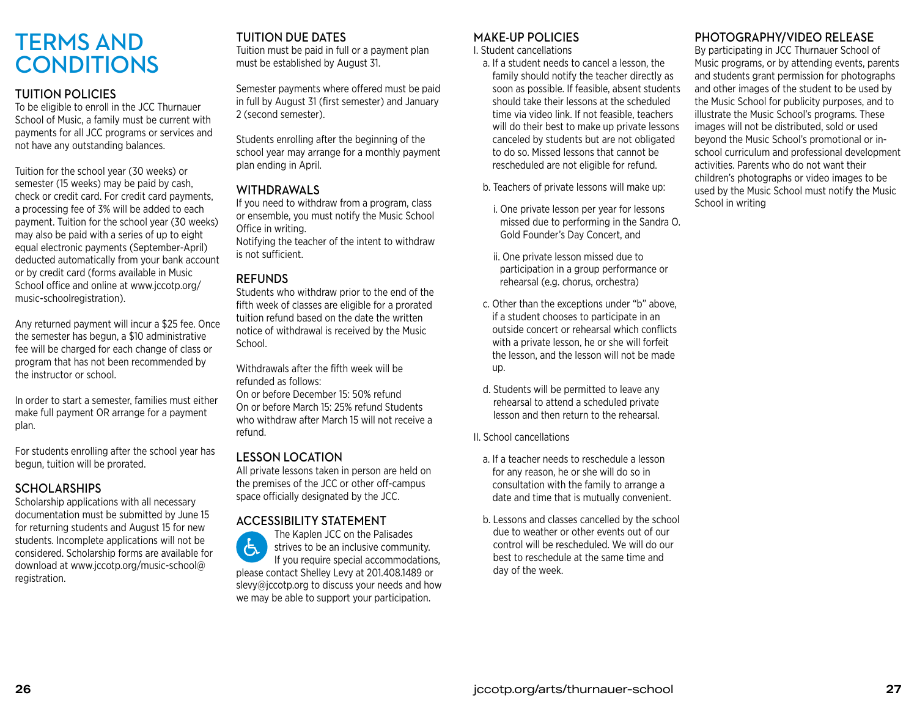# TERMS AND CONDITIONS

## TUITION POLICIES

To be eligible to enroll in the JCC Thurnauer School of Music, a family must be current with payments for all JCC programs or services and not have any outstanding balances.

Tuition for the school year (30 weeks) or semester (15 weeks) may be paid by cash, check or credit card. For credit card payments, a processing fee of 3% will be added to each payment. Tuition for the school year (30 weeks) may also be paid with a series of up to eight equal electronic payments (September-April) deducted automatically from your bank account or by credit card (forms available in Music School office and online at www.jccotp.org/music-schoolregistration).

Any returned payment will incur a $25 fee. Once the semester has begun, a $10 administrative fee will be charged for each change of class or program that has not been recommended by the instructor or school.

In order to start a semester, families must either make full payment OR arrange for a payment plan.

For students enrolling after the school year has begun, tuition will be prorated.

## SCHOLARSHIPS

Scholarship applications with all necessary documentation must be submitted by June 15 for returning students and August 15 for new students. Incomplete applications will not be considered. Scholarship forms are available for download at www.jccotp.org/music-school@registration.

## TUITION DUE DATES

Tuition must be paid in full or a payment plan must be established by August 31.

Semester payments where offered must be paid in full by August 31 (first semester) and January 2 (second semester).

Students enrolling after the beginning of the school year may arrange for a monthly payment plan ending in April.

## WITHDRAWALS

If you need to withdraw from a program, class or ensemble, you must notify the Music School Office in writing.
Notifying the teacher of the intent to withdraw is not sufficient.

## REFUNDS

Students who withdraw prior to the end of the fifth week of classes are eligible for a prorated tuition refund based on the date the written notice of withdrawal is received by the Music School.

Withdrawals after the fifth week will be refunded as follows:
On or before December 15: 50% refund
On or before March 15: 25% refund Students who withdraw after March 15 will not receive a refund.

## LESSON LOCATION

All private lessons taken in person are held on the premises of the JCC or other off-campus space officially designated by the JCC.

## ACCESSIBILITY STATEMENT

The Kaplen JCC on the Palisades strives to be an inclusive community. If you require special accommodations, please contact Shelley Levy at 201.408.1489 or slevy@jccotp.org to discuss your needs and how we may be able to support your participation.

## MAKE-UP POLICIES

I. Student cancellations

a. If a student needs to cancel a lesson, the family should notify the teacher directly as soon as possible. If feasible, absent students should take their lessons at the scheduled time via video link. If not feasible, teachers will do their best to make up private lessons canceled by students but are not obligated to do so. Missed lessons that cannot be rescheduled are not eligible for refund.

b. Teachers of private lessons will make up:

i. One private lesson per year for lessons missed due to performing in the Sandra O. Gold Founder's Day Concert, and

ii. One private lesson missed due to participation in a group performance or rehearsal (e.g. chorus, orchestra)

c. Other than the exceptions under "b" above, if a student chooses to participate in an outside concert or rehearsal which conflicts with a private lesson, he or she will forfeit the lesson, and the lesson will not be made up.

d. Students will be permitted to leave any rehearsal to attend a scheduled private lesson and then return to the rehearsal.

II. School cancellations

a. If a teacher needs to reschedule a lesson for any reason, he or she will do so in consultation with the family to arrange a date and time that is mutually convenient.

b. Lessons and classes cancelled by the school due to weather or other events out of our control will be rescheduled. We will do our best to reschedule at the same time and day of the week.

## PHOTOGRAPHY/VIDEO RELEASE

By participating in JCC Thurnauer School of Music programs, or by attending events, parents and students grant permission for photographs and other images of the student to be used by the Music School for publicity purposes, and to illustrate the Music School's programs. These images will not be distributed, sold or used beyond the Music School's promotional or in-school curriculum and professional development activities. Parents who do not want their children's photographs or video images to be used by the Music School must notify the Music School in writing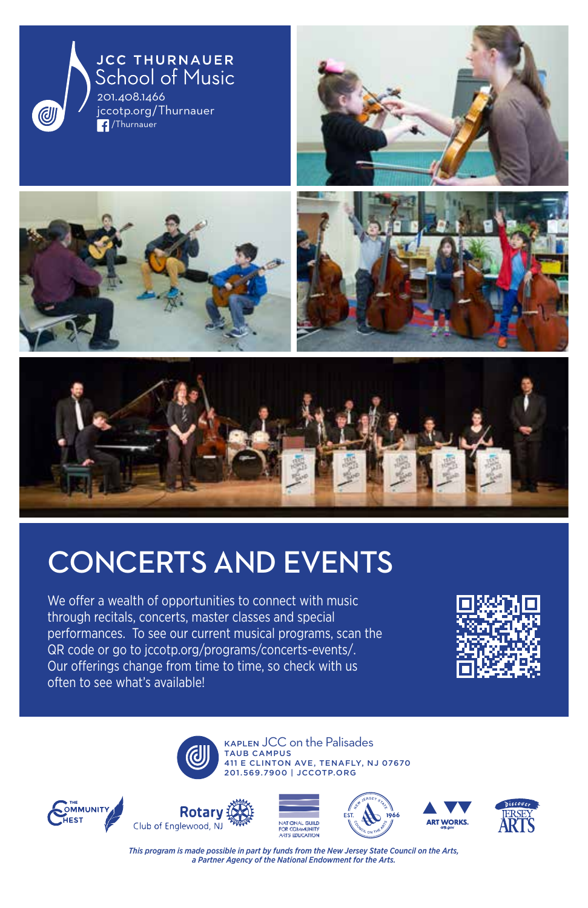JCC THURNAUER

School of Music

201.408.1466

jccotp.org/Thurnauer

/Thurnauer

# CONCERTS AND EVENTS

We offer a wealth of opportunities to connect with music through recitals, concerts, master classes and special performances. To see our current musical programs, scan the QR code or go to jccotp.org/programs/concerts-events/. Our offerings change from time to time, so check with us often to see what's available!

KAPLEN JCC on the Palisades

TAUB CAMPUS

411 E CLINTON AVE, TENAFLY, NJ 07670

201.569.7900 | JCCOTP.ORG

THE COMMUNITY CHEST

Rotary Club of Englewood, NJ

NATIONAL GUILD FOR COMMUNITY ARTS EDUCATION

NEW JERSEY STATE COUNCIL ON THE ARTS EST. 1966

ART WORKS. arts.gov

Discover JERSEY ARTS

*This program is made possible in part by funds from the New Jersey State Council on the Arts, a Partner Agency of the National Endowment for the Arts.*